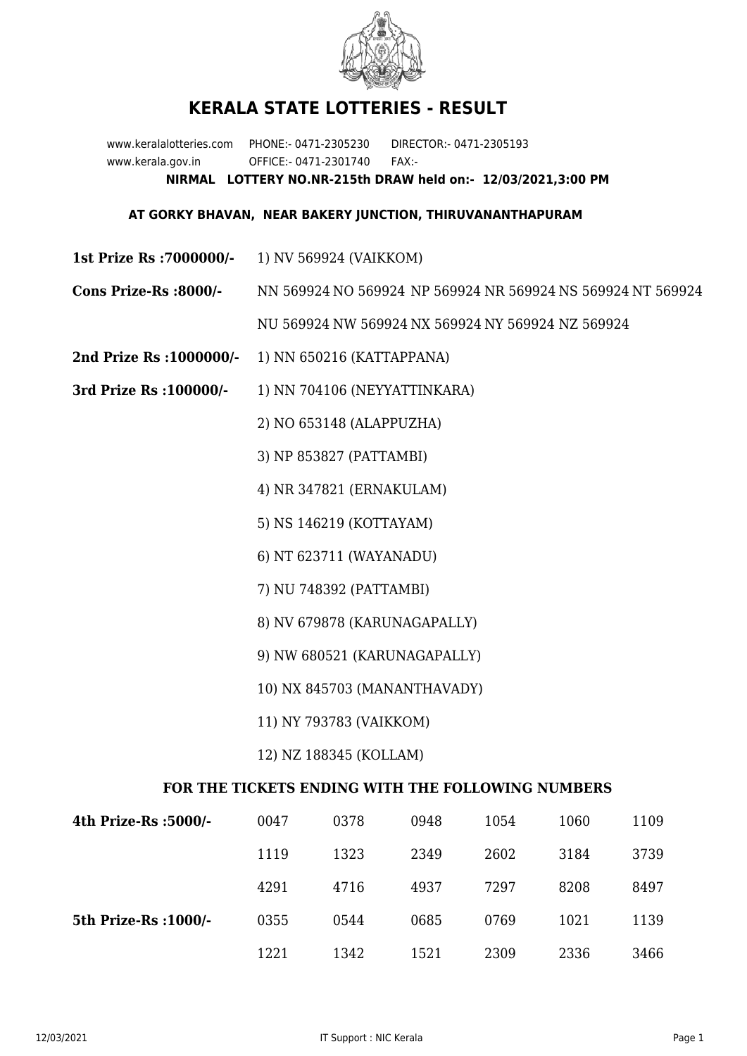# KERALA STATE LOTTERIES - RESULT

www.keralalotteries.com PHONE:- 0471-2305230 DIRECTOR:- 0471-2305193
www.kerala.gov.in OFFICE:- 0471-2301740 FAX:-

**NIRMAL LOTTERY NO.NR-215th DRAW held on:- 12/03/2021,3:00 PM**

**AT GORKY BHAVAN, NEAR BAKERY JUNCTION, THIRUVANANTHAPURAM**

**1st Prize Rs :7000000/-** 1) NV 569924 (VAIKKOM)

**Cons Prize-Rs :8000/-** NN 569924 NO 569924 NP 569924 NR 569924 NS 569924 NT 569924 NU 569924 NW 569924 NX 569924 NY 569924 NZ 569924

**2nd Prize Rs :1000000/-** 1) NN 650216 (KATTAPPANA)

**3rd Prize Rs :100000/-**
1) NN 704106 (NEYYATTINKARA)
2) NO 653148 (ALAPPUZHA)
3) NP 853827 (PATTAMBI)
4) NR 347821 (ERNAKULAM)
5) NS 146219 (KOTTAYAM)
6) NT 623711 (WAYANADU)
7) NU 748392 (PATTAMBI)
8) NV 679878 (KARUNAGAPALLY)
9) NW 680521 (KARUNAGAPALLY)
10) NX 845703 (MANANTHAVADY)
11) NY 793783 (VAIKKOM)
12) NZ 188345 (KOLLAM)

### FOR THE TICKETS ENDING WITH THE FOLLOWING NUMBERS

| | | | | | | |
|---|---|---|---|---|---|---|
| **4th Prize-Rs :5000/-** | 0047 | 0378 | 0948 | 1054 | 1060 | 1109 |
| | 1119 | 1323 | 2349 | 2602 | 3184 | 3739 |
| | 4291 | 4716 | 4937 | 7297 | 8208 | 8497 |
| **5th Prize-Rs :1000/-** | 0355 | 0544 | 0685 | 0769 | 1021 | 1139 |
| | 1221 | 1342 | 1521 | 2309 | 2336 | 3466 |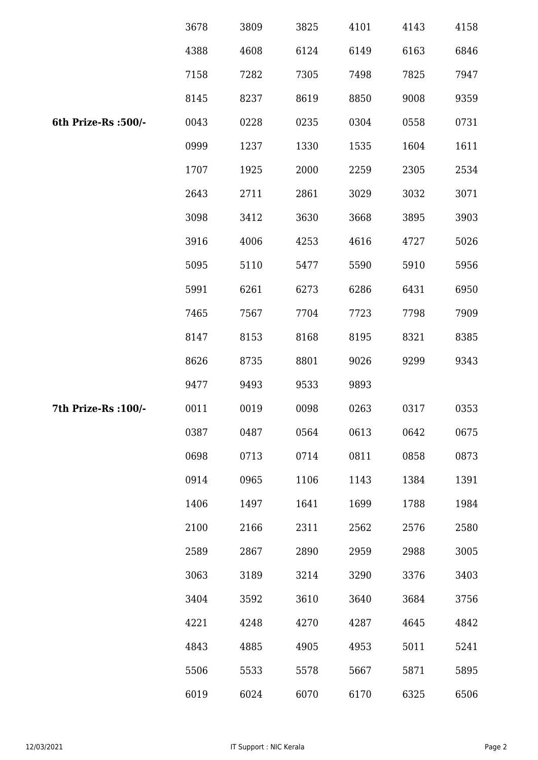| | | | | | | |
|---|---|---|---|---|---|---|
| | 3678 | 3809 | 3825 | 4101 | 4143 | 4158 |
| | 4388 | 4608 | 6124 | 6149 | 6163 | 6846 |
| | 7158 | 7282 | 7305 | 7498 | 7825 | 7947 |
| | 8145 | 8237 | 8619 | 8850 | 9008 | 9359 |
| **6th Prize-Rs :500/-** | 0043 | 0228 | 0235 | 0304 | 0558 | 0731 |
| | 0999 | 1237 | 1330 | 1535 | 1604 | 1611 |
| | 1707 | 1925 | 2000 | 2259 | 2305 | 2534 |
| | 2643 | 2711 | 2861 | 3029 | 3032 | 3071 |
| | 3098 | 3412 | 3630 | 3668 | 3895 | 3903 |
| | 3916 | 4006 | 4253 | 4616 | 4727 | 5026 |
| | 5095 | 5110 | 5477 | 5590 | 5910 | 5956 |
| | 5991 | 6261 | 6273 | 6286 | 6431 | 6950 |
| | 7465 | 7567 | 7704 | 7723 | 7798 | 7909 |
| | 8147 | 8153 | 8168 | 8195 | 8321 | 8385 |
| | 8626 | 8735 | 8801 | 9026 | 9299 | 9343 |
| | 9477 | 9493 | 9533 | 9893 | | |
| **7th Prize-Rs :100/-** | 0011 | 0019 | 0098 | 0263 | 0317 | 0353 |
| | 0387 | 0487 | 0564 | 0613 | 0642 | 0675 |
| | 0698 | 0713 | 0714 | 0811 | 0858 | 0873 |
| | 0914 | 0965 | 1106 | 1143 | 1384 | 1391 |
| | 1406 | 1497 | 1641 | 1699 | 1788 | 1984 |
| | 2100 | 2166 | 2311 | 2562 | 2576 | 2580 |
| | 2589 | 2867 | 2890 | 2959 | 2988 | 3005 |
| | 3063 | 3189 | 3214 | 3290 | 3376 | 3403 |
| | 3404 | 3592 | 3610 | 3640 | 3684 | 3756 |
| | 4221 | 4248 | 4270 | 4287 | 4645 | 4842 |
| | 4843 | 4885 | 4905 | 4953 | 5011 | 5241 |
| | 5506 | 5533 | 5578 | 5667 | 5871 | 5895 |
| | 6019 | 6024 | 6070 | 6170 | 6325 | 6506 |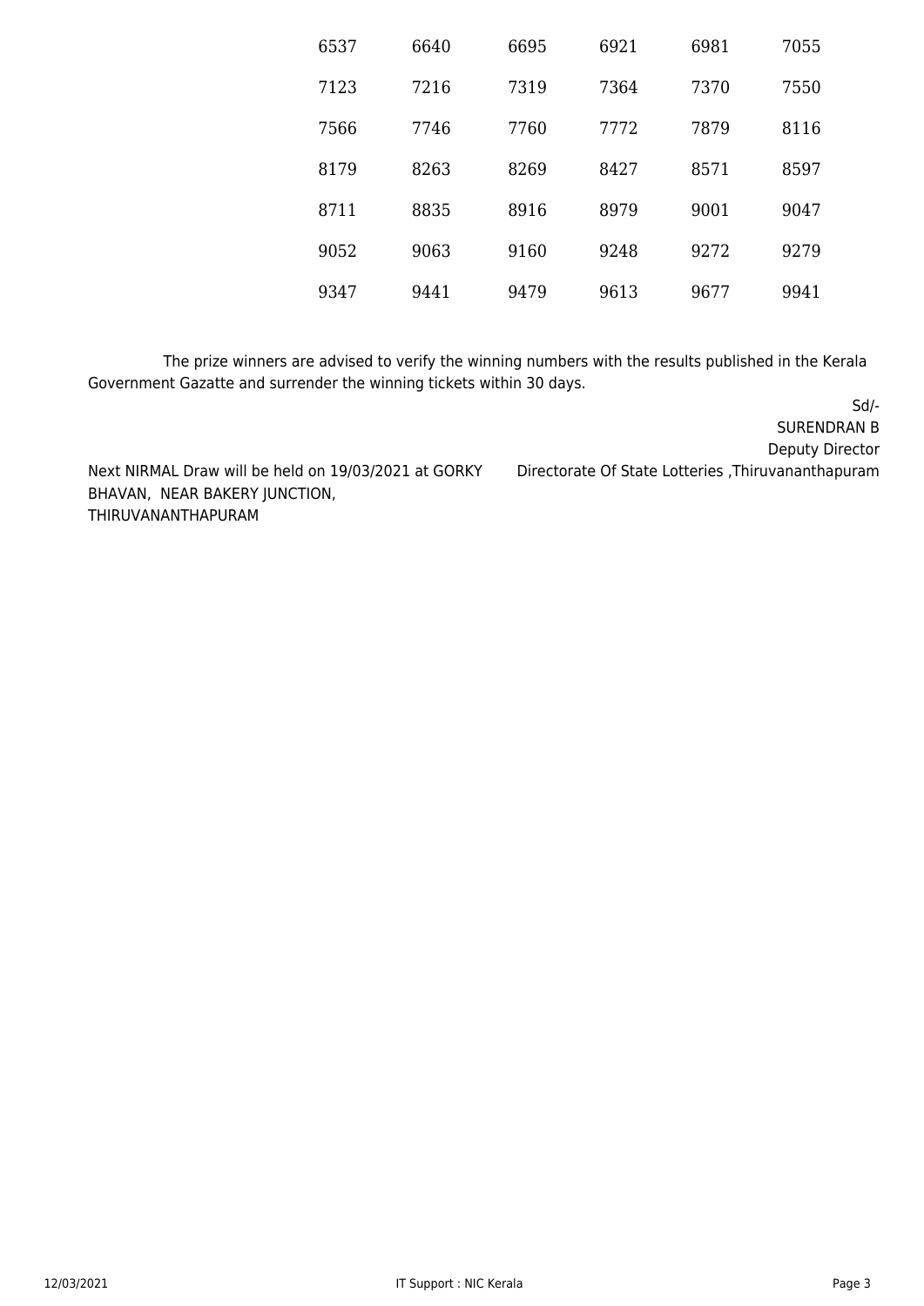| | | | | | |
|---|---|---|---|---|---|
| 6537 | 6640 | 6695 | 6921 | 6981 | 7055 |
| 7123 | 7216 | 7319 | 7364 | 7370 | 7550 |
| 7566 | 7746 | 7760 | 7772 | 7879 | 8116 |
| 8179 | 8263 | 8269 | 8427 | 8571 | 8597 |
| 8711 | 8835 | 8916 | 8979 | 9001 | 9047 |
| 9052 | 9063 | 9160 | 9248 | 9272 | 9279 |
| 9347 | 9441 | 9479 | 9613 | 9677 | 9941 |

The prize winners are advised to verify the winning numbers with the results published in the Kerala Government Gazatte and surrender the winning tickets within 30 days.

Sd/-
SURENDRAN B
Deputy Director
Directorate Of State Lotteries ,Thiruvananthapuram

Next NIRMAL Draw will be held on 19/03/2021 at GORKY BHAVAN, NEAR BAKERY JUNCTION, THIRUVANANTHAPURAM